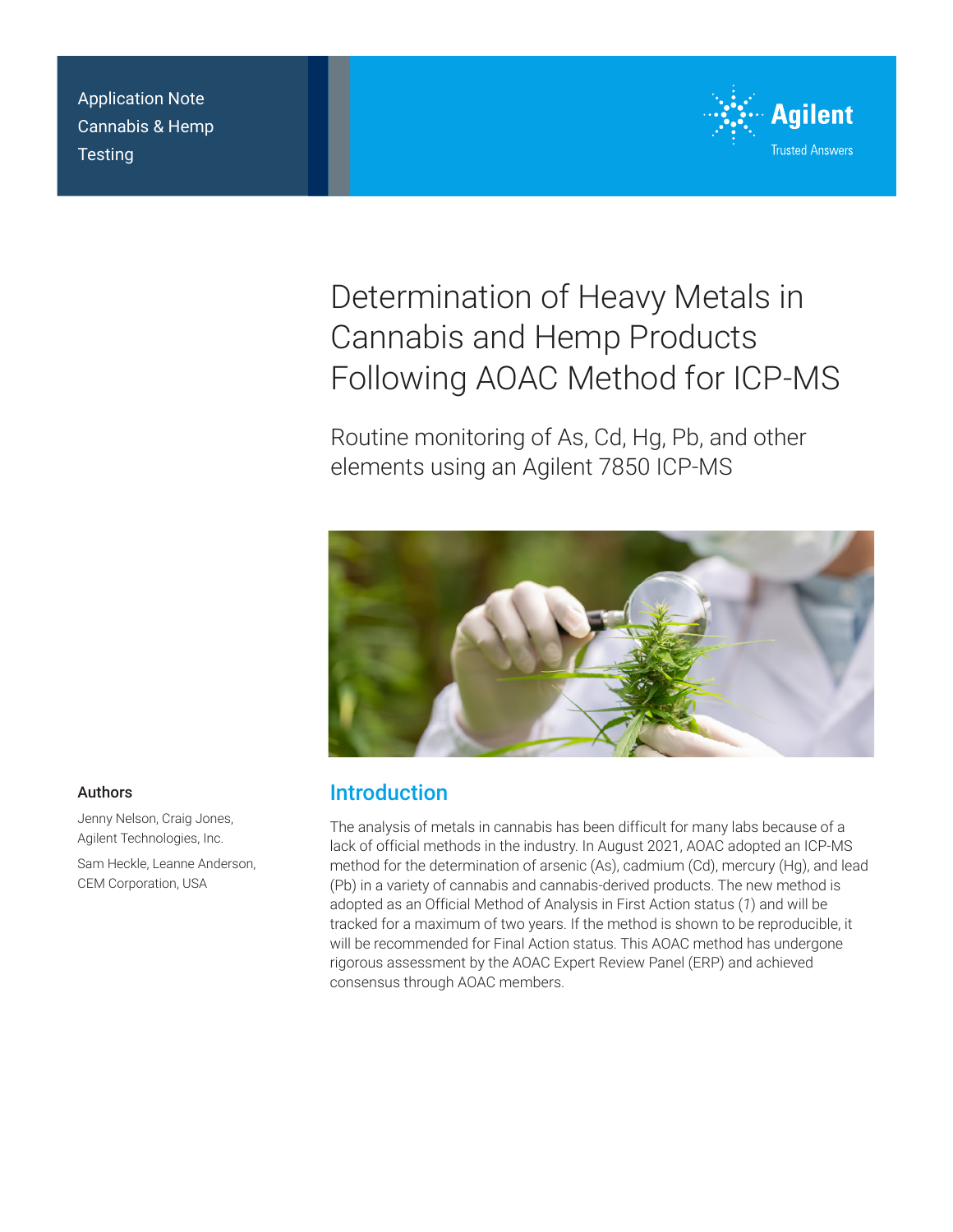Application Note
Cannabis & Hemp Testing

# Determination of Heavy Metals in Cannabis and Hemp Products Following AOAC Method for ICP-MS

## Routine monitoring of As, Cd, Hg, Pb, and other elements using an Agilent 7850 ICP-MS

### Authors

Jenny Nelson, Craig Jones, Agilent Technologies, Inc.

Sam Heckle, Leanne Anderson, CEM Corporation, USA

## Introduction

The analysis of metals in cannabis has been difficult for many labs because of a lack of official methods in the industry. In August 2021, AOAC adopted an ICP-MS method for the determination of arsenic (As), cadmium (Cd), mercury (Hg), and lead (Pb) in a variety of cannabis and cannabis-derived products. The new method is adopted as an Official Method of Analysis in First Action status (*1*) and will be tracked for a maximum of two years. If the method is shown to be reproducible, it will be recommended for Final Action status. This AOAC method has undergone rigorous assessment by the AOAC Expert Review Panel (ERP) and achieved consensus through AOAC members.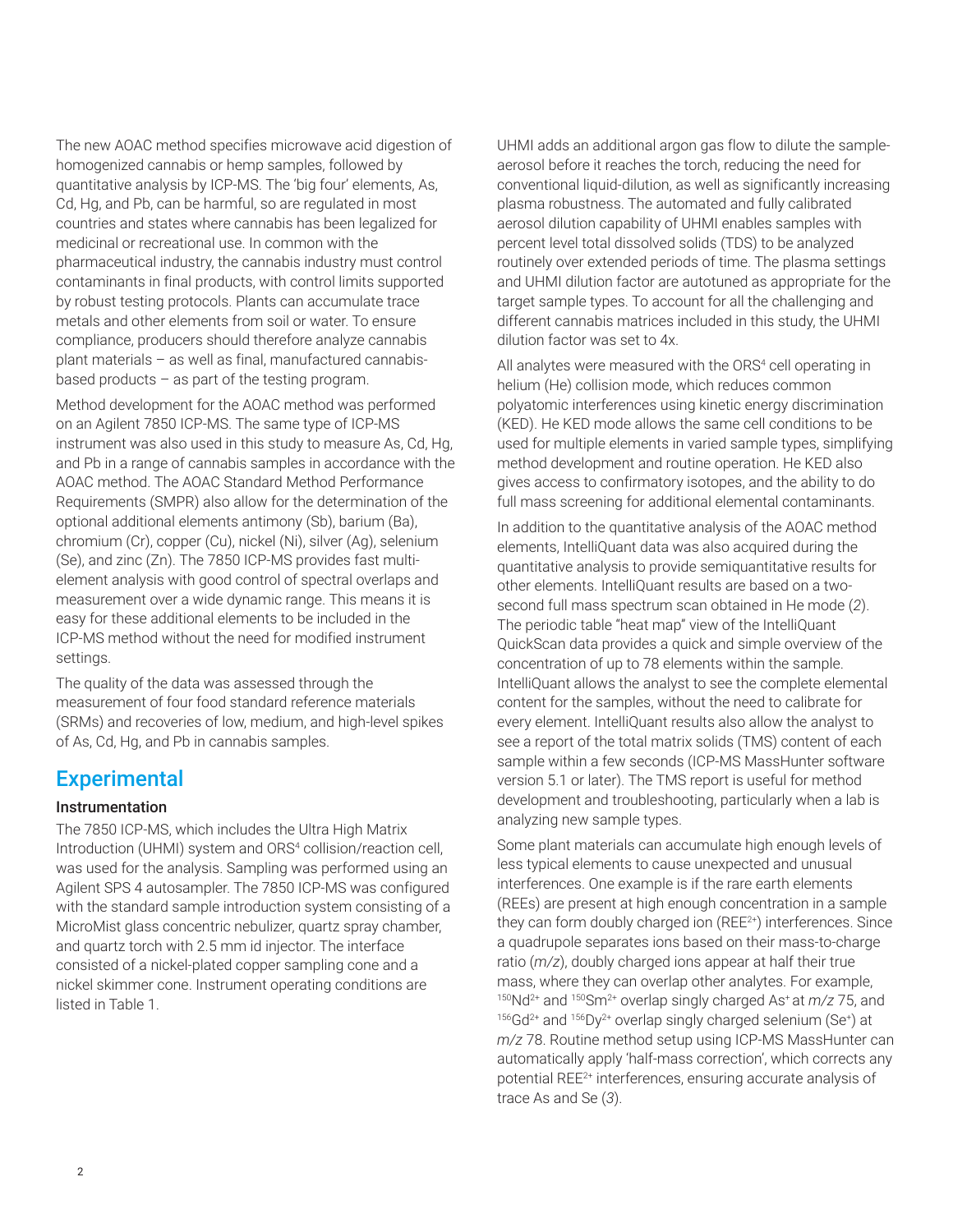The new AOAC method specifies microwave acid digestion of homogenized cannabis or hemp samples, followed by quantitative analysis by ICP-MS. The 'big four' elements, As, Cd, Hg, and Pb, can be harmful, so are regulated in most countries and states where cannabis has been legalized for medicinal or recreational use. In common with the pharmaceutical industry, the cannabis industry must control contaminants in final products, with control limits supported by robust testing protocols. Plants can accumulate trace metals and other elements from soil or water. To ensure compliance, producers should therefore analyze cannabis plant materials – as well as final, manufactured cannabis-based products – as part of the testing program.

Method development for the AOAC method was performed on an Agilent 7850 ICP-MS. The same type of ICP-MS instrument was also used in this study to measure As, Cd, Hg, and Pb in a range of cannabis samples in accordance with the AOAC method. The AOAC Standard Method Performance Requirements (SMPR) also allow for the determination of the optional additional elements antimony (Sb), barium (Ba), chromium (Cr), copper (Cu), nickel (Ni), silver (Ag), selenium (Se), and zinc (Zn). The 7850 ICP-MS provides fast multi-element analysis with good control of spectral overlaps and measurement over a wide dynamic range. This means it is easy for these additional elements to be included in the ICP-MS method without the need for modified instrument settings.

The quality of the data was assessed through the measurement of four food standard reference materials (SRMs) and recoveries of low, medium, and high-level spikes of As, Cd, Hg, and Pb in cannabis samples.

## Experimental

### Instrumentation

The 7850 ICP-MS, which includes the Ultra High Matrix Introduction (UHMI) system and ORS[4] collision/reaction cell, was used for the analysis. Sampling was performed using an Agilent SPS 4 autosampler. The 7850 ICP-MS was configured with the standard sample introduction system consisting of a MicroMist glass concentric nebulizer, quartz spray chamber, and quartz torch with 2.5 mm id injector. The interface consisted of a nickel-plated copper sampling cone and a nickel skimmer cone. Instrument operating conditions are listed in Table 1.

UHMI adds an additional argon gas flow to dilute the sample-aerosol before it reaches the torch, reducing the need for conventional liquid-dilution, as well as significantly increasing plasma robustness. The automated and fully calibrated aerosol dilution capability of UHMI enables samples with percent level total dissolved solids (TDS) to be analyzed routinely over extended periods of time. The plasma settings and UHMI dilution factor are autotuned as appropriate for the target sample types. To account for all the challenging and different cannabis matrices included in this study, the UHMI dilution factor was set to 4x.

All analytes were measured with the ORS[4] cell operating in helium (He) collision mode, which reduces common polyatomic interferences using kinetic energy discrimination (KED). He KED mode allows the same cell conditions to be used for multiple elements in varied sample types, simplifying method development and routine operation. He KED also gives access to confirmatory isotopes, and the ability to do full mass screening for additional elemental contaminants.

In addition to the quantitative analysis of the AOAC method elements, IntelliQuant data was also acquired during the quantitative analysis to provide semiquantitative results for other elements. IntelliQuant results are based on a two-second full mass spectrum scan obtained in He mode (*2*). The periodic table "heat map" view of the IntelliQuant QuickScan data provides a quick and simple overview of the concentration of up to 78 elements within the sample. IntelliQuant allows the analyst to see the complete elemental content for the samples, without the need to calibrate for every element. IntelliQuant results also allow the analyst to see a report of the total matrix solids (TMS) content of each sample within a few seconds (ICP-MS MassHunter software version 5.1 or later). The TMS report is useful for method development and troubleshooting, particularly when a lab is analyzing new sample types.

Some plant materials can accumulate high enough levels of less typical elements to cause unexpected and unusual interferences. One example is if the rare earth elements (REEs) are present at high enough concentration in a sample they can form doubly charged ion ($REE^{2+}$) interferences. Since a quadrupole separates ions based on their mass-to-charge ratio (*m/z*), doubly charged ions appear at half their true mass, where they can overlap other analytes. For example, $^{150}Nd^{2+}$ and $^{150}Sm^{2+}$ overlap singly charged $As^{+}$ at *m/z* 75, and $^{156}Gd^{2+}$ and $^{156}Dy^{2+}$ overlap singly charged selenium ($Se^{+}$) at *m/z* 78. Routine method setup using ICP-MS MassHunter can automatically apply 'half-mass correction', which corrects any potential $REE^{2+}$ interferences, ensuring accurate analysis of trace As and Se (*3*).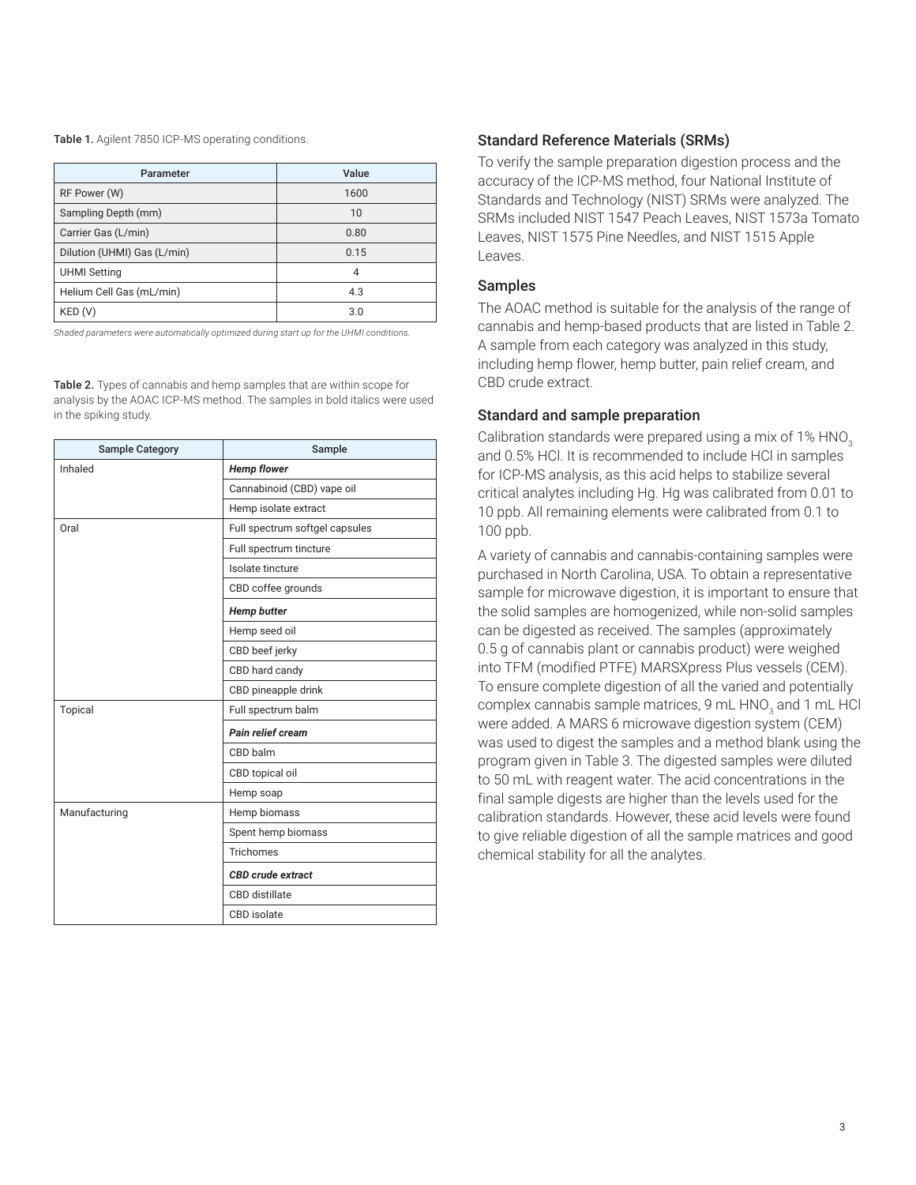**Table 1.** Agilent 7850 ICP-MS operating conditions.

| Parameter | Value |
| --- | --- |
| RF Power (W) | 1600 |
| Sampling Depth (mm) | 10 |
| Carrier Gas (L/min) | 0.80 |
| Dilution (UHMI) Gas (L/min) | 0.15 |
| UHMI Setting | 4 |
| Helium Cell Gas (mL/min) | 4.3 |
| KED (V) | 3.0 |

*Shaded parameters were automatically optimized during start up for the UHMI conditions.*

**Table 2.** Types of cannabis and hemp samples that are within scope for analysis by the AOAC ICP-MS method. The samples in bold italics were used in the spiking study.

| Sample Category | Sample |
| --- | --- |
| Inhaled | ***Hemp flower*** |
| | Cannabinoid (CBD) vape oil |
| | Hemp isolate extract |
| Oral | Full spectrum softgel capsules |
| | Full spectrum tincture |
| | Isolate tincture |
| | CBD coffee grounds |
| | ***Hemp butter*** |
| | Hemp seed oil |
| | CBD beef jerky |
| | CBD hard candy |
| | CBD pineapple drink |
| Topical | Full spectrum balm |
| | ***Pain relief cream*** |
| | CBD balm |
| | CBD topical oil |
| | Hemp soap |
| Manufacturing | Hemp biomass |
| | Spent hemp biomass |
| | Trichomes |
| | ***CBD crude extract*** |
| | CBD distillate |
| | CBD isolate |

### Standard Reference Materials (SRMs)

To verify the sample preparation digestion process and the accuracy of the ICP-MS method, four National Institute of Standards and Technology (NIST) SRMs were analyzed. The SRMs included NIST 1547 Peach Leaves, NIST 1573a Tomato Leaves, NIST 1575 Pine Needles, and NIST 1515 Apple Leaves.

### Samples

The AOAC method is suitable for the analysis of the range of cannabis and hemp-based products that are listed in Table 2. A sample from each category was analyzed in this study, including hemp flower, hemp butter, pain relief cream, and CBD crude extract.

### Standard and sample preparation

Calibration standards were prepared using a mix of 1% $HNO_3$ and 0.5% HCl. It is recommended to include HCl in samples for ICP-MS analysis, as this acid helps to stabilize several critical analytes including Hg. Hg was calibrated from 0.01 to 10 ppb. All remaining elements were calibrated from 0.1 to 100 ppb.

A variety of cannabis and cannabis-containing samples were purchased in North Carolina, USA. To obtain a representative sample for microwave digestion, it is important to ensure that the solid samples are homogenized, while non-solid samples can be digested as received. The samples (approximately 0.5 g of cannabis plant or cannabis product) were weighed into TFM (modified PTFE) MARSXpress Plus vessels (CEM). To ensure complete digestion of all the varied and potentially complex cannabis sample matrices, 9 mL $HNO_3$ and 1 mL HCl were added. A MARS 6 microwave digestion system (CEM) was used to digest the samples and a method blank using the program given in Table 3. The digested samples were diluted to 50 mL with reagent water. The acid concentrations in the final sample digests are higher than the levels used for the calibration standards. However, these acid levels were found to give reliable digestion of all the sample matrices and good chemical stability for all the analytes.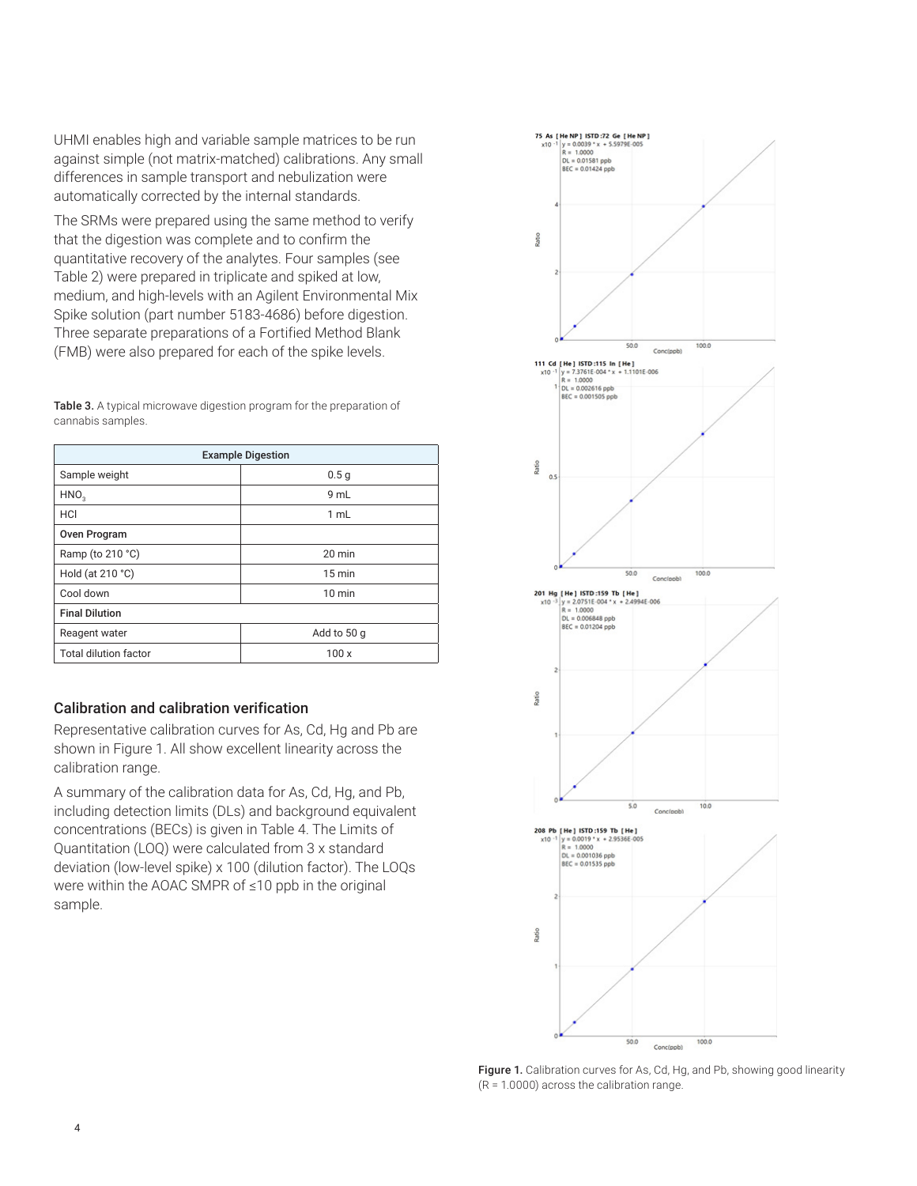UHMI enables high and variable sample matrices to be run against simple (not matrix-matched) calibrations. Any small differences in sample transport and nebulization were automatically corrected by the internal standards.

The SRMs were prepared using the same method to verify that the digestion was complete and to confirm the quantitative recovery of the analytes. Four samples (see Table 2) were prepared in triplicate and spiked at low, medium, and high-levels with an Agilent Environmental Mix Spike solution (part number 5183-4686) before digestion. Three separate preparations of a Fortified Method Blank (FMB) were also prepared for each of the spike levels.

**Table 3.** A typical microwave digestion program for the preparation of cannabis samples.

| Example Digestion | |
|---|---|
| Sample weight | 0.5 g |
| $HNO_3$ | 9 mL |
| HCl | 1 mL |
| **Oven Program** | |
| Ramp (to 210 °C) | 20 min |
| Hold (at 210 °C) | 15 min |
| Cool down | 10 min |
| **Final Dilution** | |
| Reagent water | Add to 50 g |
| Total dilution factor | 100 x |

## Calibration and calibration verification

Representative calibration curves for As, Cd, Hg and Pb are shown in Figure 1. All show excellent linearity across the calibration range.

A summary of the calibration data for As, Cd, Hg, and Pb, including detection limits (DLs) and background equivalent concentrations (BECs) is given in Table 4. The Limits of Quantitation (LOQ) were calculated from 3 x standard deviation (low-level spike) x 100 (dilution factor). The LOQs were within the AOAC SMPR of ≤10 ppb in the original sample.

75 As [He NP] ISTD:72 Ge [He NP]
$y = 0.0039 * x + 5.5979E-005$
R = 1.0000
DL = 0.01581 ppb
BEC = 0.01424 ppb

111 Cd [He] ISTD:115 In [He]
$y = 7.3761E-004 * x + 1.1101E-006$
R = 1.0000
DL = 0.002616 ppb
BEC = 0.001505 ppb

201 Hg [He] ISTD:159 Tb [He]
$y = 2.0751E-004 * x + 2.4994E-006$
R = 1.0000
DL = 0.006848 ppb
BEC = 0.01204 ppb

208 Pb [He] ISTD:159 Tb [He]
$y = 0.0019 * x + 2.9536E-005$
R = 1.0000
DL = 0.001036 ppb
BEC = 0.01535 ppb

**Figure 1.** Calibration curves for As, Cd, Hg, and Pb, showing good linearity (R = 1.0000) across the calibration range.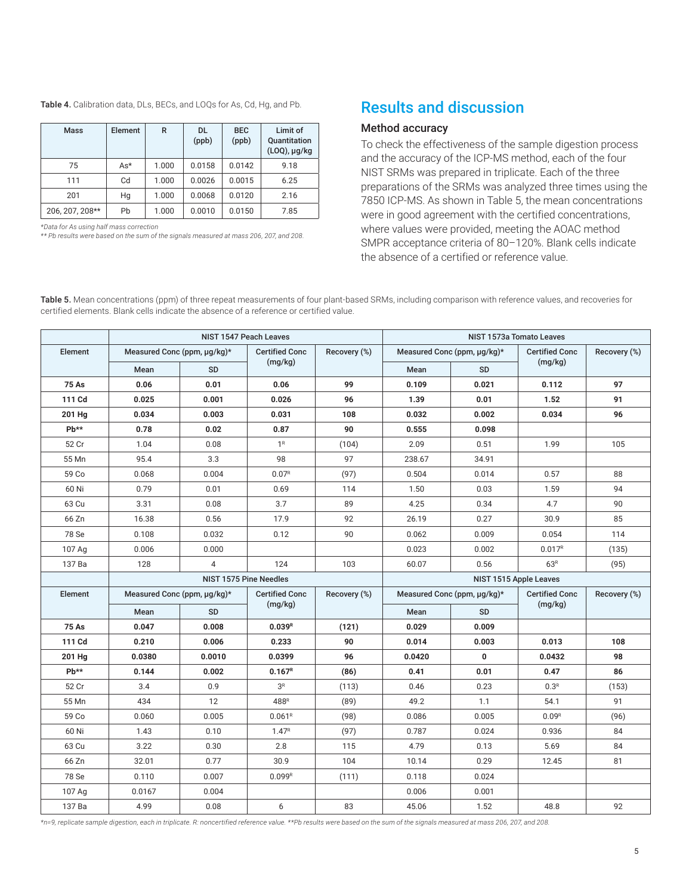**Table 4.** Calibration data, DLs, BECs, and LOQs for As, Cd, Hg, and Pb.

| Mass | Element | R | DL (ppb) | BEC (ppb) | Limit of Quantitation (LOQ), µg/kg |
|---|---|---|---|---|---|
| 75 | As* | 1.000 | 0.0158 | 0.0142 | 9.18 |
| 111 | Cd | 1.000 | 0.0026 | 0.0015 | 6.25 |
| 201 | Hg | 1.000 | 0.0068 | 0.0120 | 2.16 |
| 206, 207, 208** | Pb | 1.000 | 0.0010 | 0.0150 | 7.85 |

*Data for As using half mass correction*
*** Pb results were based on the sum of the signals measured at mass 206, 207, and 208.*

## Results and discussion

### Method accuracy

To check the effectiveness of the sample digestion process and the accuracy of the ICP-MS method, each of the four NIST SRMs was prepared in triplicate. Each of the three preparations of the SRMs was analyzed three times using the 7850 ICP-MS. As shown in Table 5, the mean concentrations were in good agreement with the certified concentrations, where values were provided, meeting the AOAC method SMPR acceptance criteria of 80–120%. Blank cells indicate the absence of a certified or reference value.

**Table 5.** Mean concentrations (ppm) of three repeat measurements of four plant-based SRMs, including comparison with reference values, and recoveries for certified elements. Blank cells indicate the absence of a reference or certified value.

| | NIST 1547 Peach Leaves | | | | NIST 1573a Tomato Leaves | | | |
|---|---|---|---|---|---|---|---|---|
| Element | Measured Conc (ppm, µg/kg)* | | Certified Conc (mg/kg) | Recovery (%) | Measured Conc (ppm, µg/kg)* | | Certified Conc (mg/kg) | Recovery (%) |
| | Mean | SD | | | Mean | SD | | |
| **75 As** | **0.06** | **0.01** | **0.06** | **99** | **0.109** | **0.021** | **0.112** | **97** |
| **111 Cd** | **0.025** | **0.001** | **0.026** | **96** | **1.39** | **0.01** | **1.52** | **91** |
| **201 Hg** | **0.034** | **0.003** | **0.031** | **108** | **0.032** | **0.002** | **0.034** | **96** |
| **Pb**** | **0.78** | **0.02** | **0.87** | **90** | **0.555** | **0.098** | | |
| 52 Cr | 1.04 | 0.08 | 1[R] | (104) | 2.09 | 0.51 | 1.99 | 105 |
| 55 Mn | 95.4 | 3.3 | 98 | 97 | 238.67 | 34.91 | | |
| 59 Co | 0.068 | 0.004 | 0.07[R] | (97) | 0.504 | 0.014 | 0.57 | 88 |
| 60 Ni | 0.79 | 0.01 | 0.69 | 114 | 1.50 | 0.03 | 1.59 | 94 |
| 63 Cu | 3.31 | 0.08 | 3.7 | 89 | 4.25 | 0.34 | 4.7 | 90 |
| 66 Zn | 16.38 | 0.56 | 17.9 | 92 | 26.19 | 0.27 | 30.9 | 85 |
| 78 Se | 0.108 | 0.032 | 0.12 | 90 | 0.062 | 0.009 | 0.054 | 114 |
| 107 Ag | 0.006 | 0.000 | | | 0.023 | 0.002 | 0.017[R] | (135) |
| 137 Ba | 128 | 4 | 124 | 103 | 60.07 | 0.56 | 63[R] | (95) |
| | NIST 1575 Pine Needles | | | | NIST 1515 Apple Leaves | | | |
| Element | Measured Conc (ppm, µg/kg)* | | Certified Conc (mg/kg) | Recovery (%) | Measured Conc (ppm, µg/kg)* | | Certified Conc (mg/kg) | Recovery (%) |
| | Mean | SD | | | Mean | SD | | |
| **75 As** | **0.047** | **0.008** | **0.039[R]** | **(121)** | **0.029** | **0.009** | | |
| **111 Cd** | **0.210** | **0.006** | **0.233** | **90** | **0.014** | **0.003** | **0.013** | **108** |
| **201 Hg** | **0.0380** | **0.0010** | **0.0399** | **96** | **0.0420** | **0** | **0.0432** | **98** |
| **Pb**** | **0.144** | **0.002** | **0.167[R]** | **(86)** | **0.41** | **0.01** | **0.47** | **86** |
| 52 Cr | 3.4 | 0.9 | 3[R] | (113) | 0.46 | 0.23 | 0.3[R] | (153) |
| 55 Mn | 434 | 12 | 488[R] | (89) | 49.2 | 1.1 | 54.1 | 91 |
| 59 Co | 0.060 | 0.005 | 0.061[R] | (98) | 0.086 | 0.005 | 0.09[R] | (96) |
| 60 Ni | 1.43 | 0.10 | 1.47[R] | (97) | 0.787 | 0.024 | 0.936 | 84 |
| 63 Cu | 3.22 | 0.30 | 2.8 | 115 | 4.79 | 0.13 | 5.69 | 84 |
| 66 Zn | 32.01 | 0.77 | 30.9 | 104 | 10.14 | 0.29 | 12.45 | 81 |
| 78 Se | 0.110 | 0.007 | 0.099[R] | (111) | 0.118 | 0.024 | | |
| 107 Ag | 0.0167 | 0.004 | | | 0.006 | 0.001 | | |
| 137 Ba | 4.99 | 0.08 | 6 | 83 | 45.06 | 1.52 | 48.8 | 92 |

**n=9, replicate sample digestion, each in triplicate. R: noncertified reference value. **Pb results were based on the sum of the signals measured at mass 206, 207, and 208.*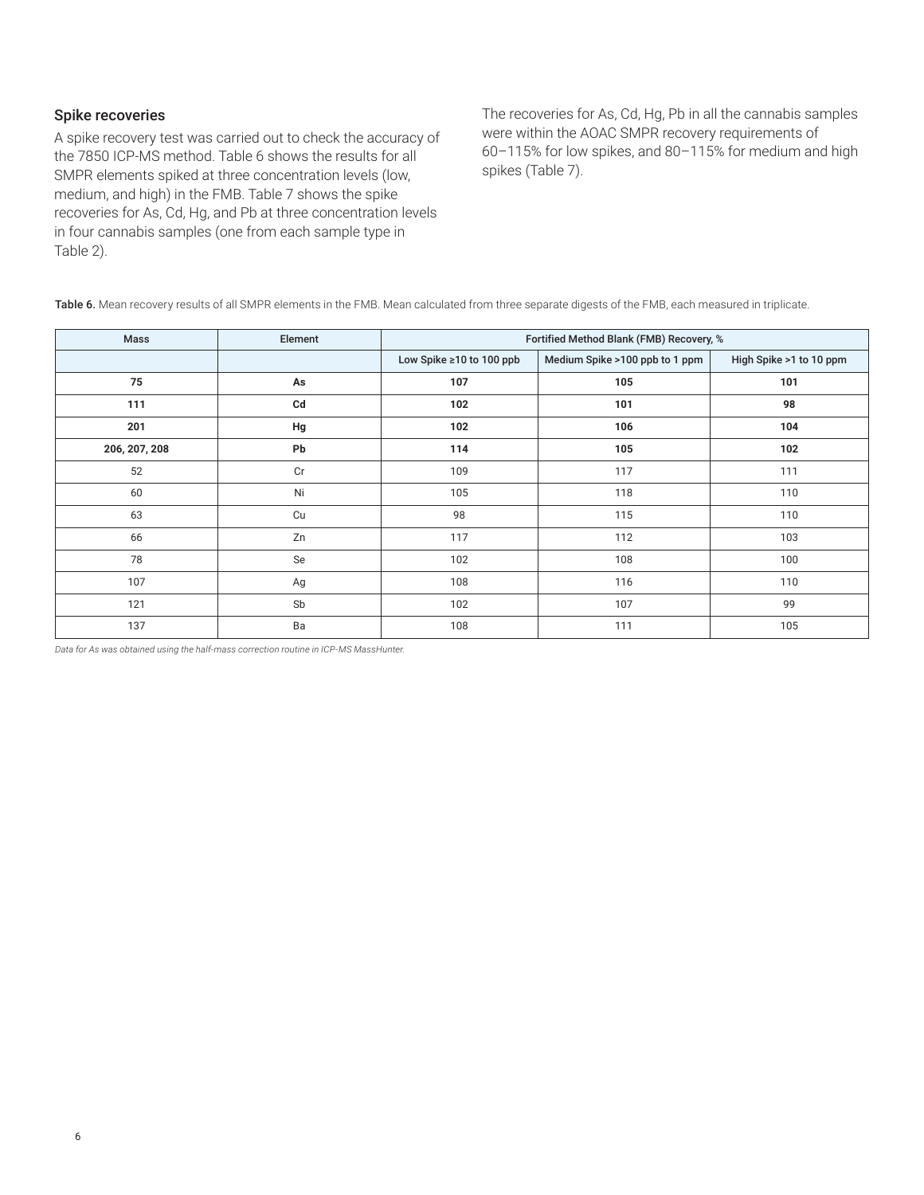### Spike recoveries

A spike recovery test was carried out to check the accuracy of the 7850 ICP-MS method. Table 6 shows the results for all SMPR elements spiked at three concentration levels (low, medium, and high) in the FMB. Table 7 shows the spike recoveries for As, Cd, Hg, and Pb at three concentration levels in four cannabis samples (one from each sample type in Table 2).

The recoveries for As, Cd, Hg, Pb in all the cannabis samples were within the AOAC SMPR recovery requirements of 60–115% for low spikes, and 80–115% for medium and high spikes (Table 7).

**Table 6.** Mean recovery results of all SMPR elements in the FMB. Mean calculated from three separate digests of the FMB, each measured in triplicate.

| Mass | Element | Fortified Method Blank (FMB) Recovery, % | | |
|---|---|---|---|---|
| | | Low Spike ≥10 to 100 ppb | Medium Spike >100 ppb to 1 ppm | High Spike >1 to 10 ppm |
| **75** | **As** | **107** | **105** | **101** |
| **111** | **Cd** | **102** | **101** | **98** |
| **201** | **Hg** | **102** | **106** | **104** |
| **206, 207, 208** | **Pb** | **114** | **105** | **102** |
| 52 | Cr | 109 | 117 | 111 |
| 60 | Ni | 105 | 118 | 110 |
| 63 | Cu | 98 | 115 | 110 |
| 66 | Zn | 117 | 112 | 103 |
| 78 | Se | 102 | 108 | 100 |
| 107 | Ag | 108 | 116 | 110 |
| 121 | Sb | 102 | 107 | 99 |
| 137 | Ba | 108 | 111 | 105 |

*Data for As was obtained using the half-mass correction routine in ICP-MS MassHunter.*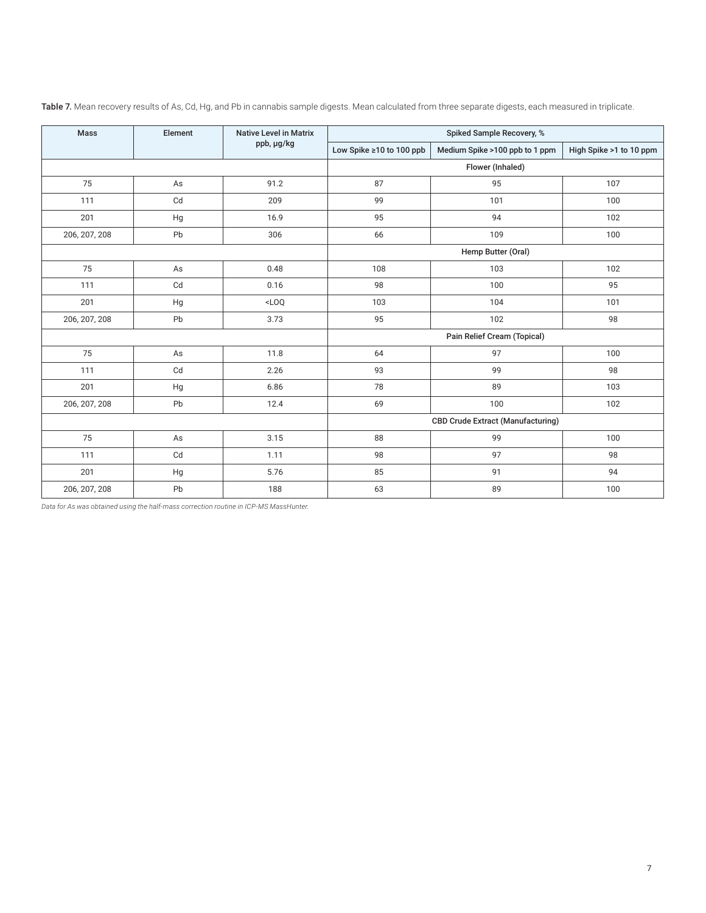**Table 7.** Mean recovery results of As, Cd, Hg, and Pb in cannabis sample digests. Mean calculated from three separate digests, each measured in triplicate.

| Mass | Element | Native Level in Matrix ppb, µg/kg | Spiked Sample Recovery, % | | |
|---|---|---|---|---|---|
| | | | Low Spike ≥10 to 100 ppb | Medium Spike >100 ppb to 1 ppm | High Spike >1 to 10 ppm |
| | | | Flower (Inhaled) | | |
| 75 | As | 91.2 | 87 | 95 | 107 |
| 111 | Cd | 209 | 99 | 101 | 100 |
| 201 | Hg | 16.9 | 95 | 94 | 102 |
| 206, 207, 208 | Pb | 306 | 66 | 109 | 100 |
| | | | Hemp Butter (Oral) | | |
| 75 | As | 0.48 | 108 | 103 | 102 |
| 111 | Cd | 0.16 | 98 | 100 | 95 |
| 201 | Hg | <LOQ | 103 | 104 | 101 |
| 206, 207, 208 | Pb | 3.73 | 95 | 102 | 98 |
| | | | Pain Relief Cream (Topical) | | |
| 75 | As | 11.8 | 64 | 97 | 100 |
| 111 | Cd | 2.26 | 93 | 99 | 98 |
| 201 | Hg | 6.86 | 78 | 89 | 103 |
| 206, 207, 208 | Pb | 12.4 | 69 | 100 | 102 |
| | | | CBD Crude Extract (Manufacturing) | | |
| 75 | As | 3.15 | 88 | 99 | 100 |
| 111 | Cd | 1.11 | 98 | 97 | 98 |
| 201 | Hg | 5.76 | 85 | 91 | 94 |
| 206, 207, 208 | Pb | 188 | 63 | 89 | 100 |

*Data for As was obtained using the half-mass correction routine in ICP-MS MassHunter.*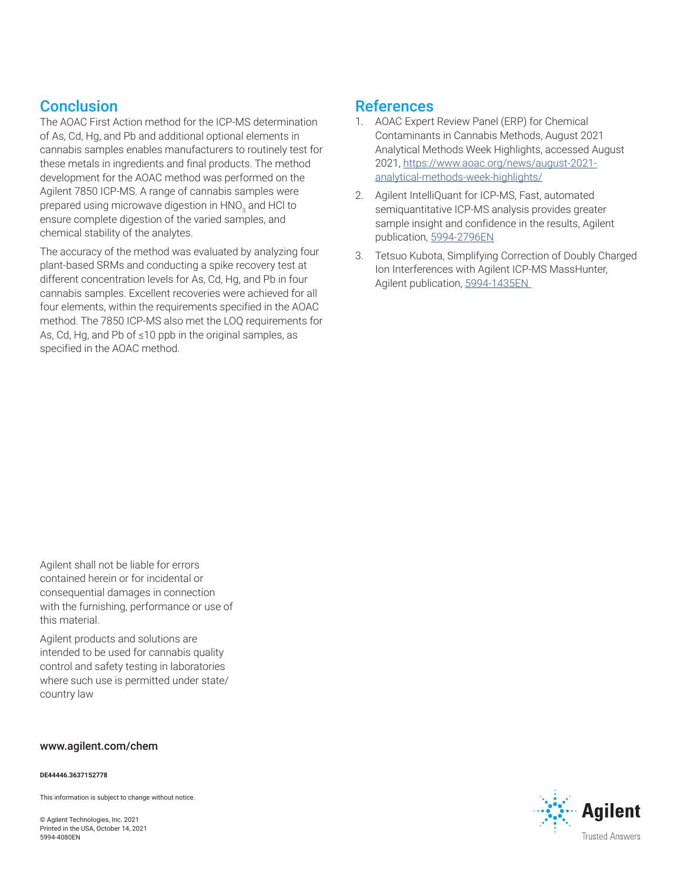## Conclusion

The AOAC First Action method for the ICP-MS determination of As, Cd, Hg, and Pb and additional optional elements in cannabis samples enables manufacturers to routinely test for these metals in ingredients and final products. The method development for the AOAC method was performed on the Agilent 7850 ICP-MS. A range of cannabis samples were prepared using microwave digestion in $HNO_3$ and HCl to ensure complete digestion of the varied samples, and chemical stability of the analytes.

The accuracy of the method was evaluated by analyzing four plant-based SRMs and conducting a spike recovery test at different concentration levels for As, Cd, Hg, and Pb in four cannabis samples. Excellent recoveries were achieved for all four elements, within the requirements specified in the AOAC method. The 7850 ICP-MS also met the LOQ requirements for As, Cd, Hg, and Pb of ≤10 ppb in the original samples, as specified in the AOAC method.

## References

1. AOAC Expert Review Panel (ERP) for Chemical Contaminants in Cannabis Methods, August 2021 Analytical Methods Week Highlights, accessed August 2021, https://www.aoac.org/news/august-2021-analytical-methods-week-highlights/
2. Agilent IntelliQuant for ICP-MS, Fast, automated semiquantitative ICP-MS analysis provides greater sample insight and confidence in the results, Agilent publication, 5994-2796EN
3. Tetsuo Kubota, Simplifying Correction of Doubly Charged Ion Interferences with Agilent ICP-MS MassHunter, Agilent publication, 5994-1435EN

Agilent shall not be liable for errors contained herein or for incidental or consequential damages in connection with the furnishing, performance or use of this material.

Agilent products and solutions are intended to be used for cannabis quality control and safety testing in laboratories where such use is permitted under state/country law

www.agilent.com/chem

DE44446.3637152778

This information is subject to change without notice.

© Agilent Technologies, Inc. 2021
Printed in the USA, October 14, 2021
5994-4080EN